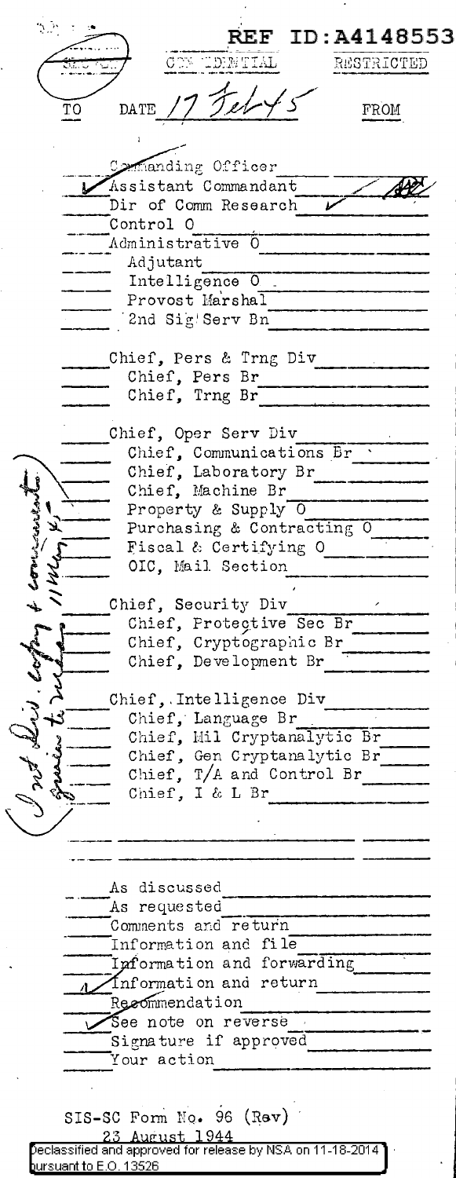REF ID:A4148553

~~SECRET~~ CONFIDENTIAL RESTRICTED

TO DATE 17 Feb 45 FROM

- Commanding Officer
- ✓ Assistant Commandant ✓
- Dir of Comm Research ✓
- Control O
- Administrative O
  - Adjutant
  - Intelligence O
  - Provost Marshal
  - 2nd Sig Serv Bn

- Chief, Pers & Trng Div
  - Chief, Pers Br
  - Chief, Trng Br

- Chief, Oper Serv Div
  - Chief, Communications Br
  - Chief, Laboratory Br
  - Chief, Machine Br
  - Property & Supply O
  - Purchasing & Contracting O
  - Fiscal & Certifying O
  - OIC, Mail Section

- Chief, Security Div
  - Chief, Protective Sec Br
  - Chief, Cryptographic Br
  - Chief, Development Br

- Chief, Intelligence Div
  - Chief, Language Br
  - Chief, Mil Cryptanalytic Br
  - Chief, Gen Cryptanalytic Br
  - Chief, T/A and Control Br
  - Chief, I & L Br

(Handwritten in margin: Int Div. copy + comments given to me 11 May 45)

- As discussed
- As requested
- Comments and return
- Information and file
- Information and forwarding
- ✓ Information and return
- Recommendation
- ✓ See note on reverse
- Signature if approved
- Your action

SIS-SC Form No. 96 (Rev)
23 August 1944

Declassified and approved for release by NSA on 11-18-2014 pursuant to E.O. 13526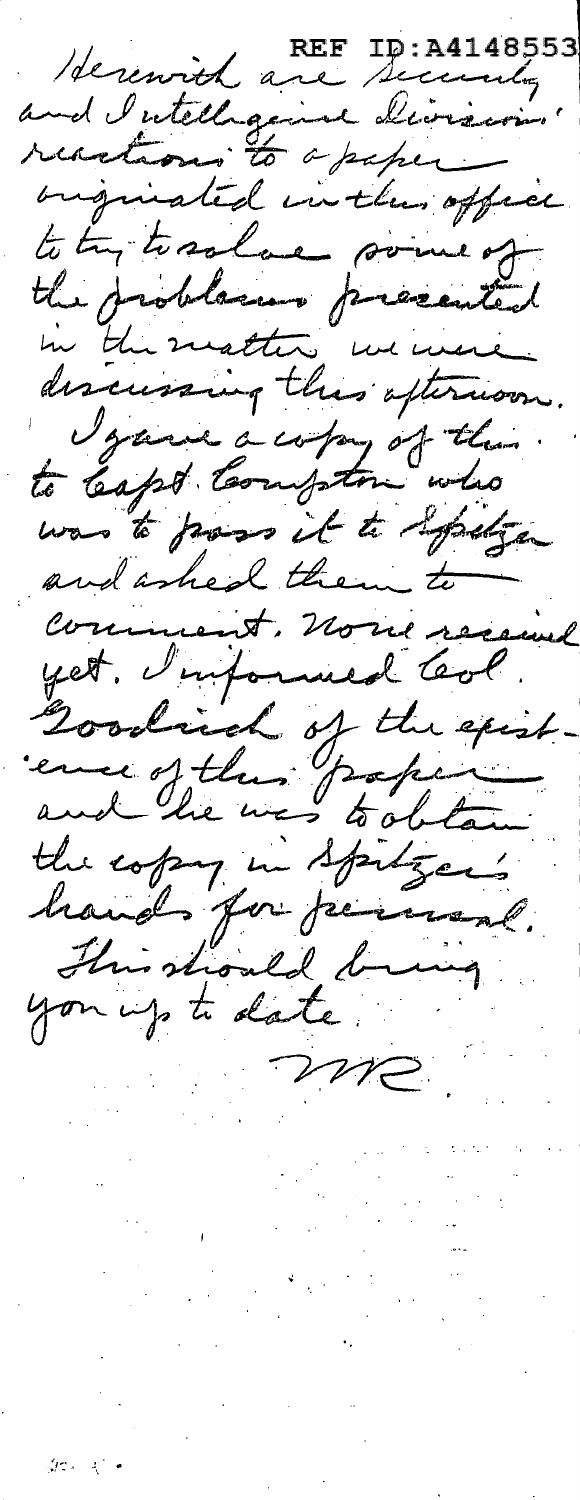REF ID:A4148553

Herewith are Security and Intelligence Divisions' reactions to a paper originated in this office to try to solve some of the problems presented in the matter we were discussing this afternoon.

I gave a copy of this to Capt. Compton who was to pass it to Spitzer and asked them to comment. None received yet. I informed Col. Goodrich of the existence of this paper and he was to obtain the copy in Spitzer's hands for perusal.

This should bring you up to date.

MR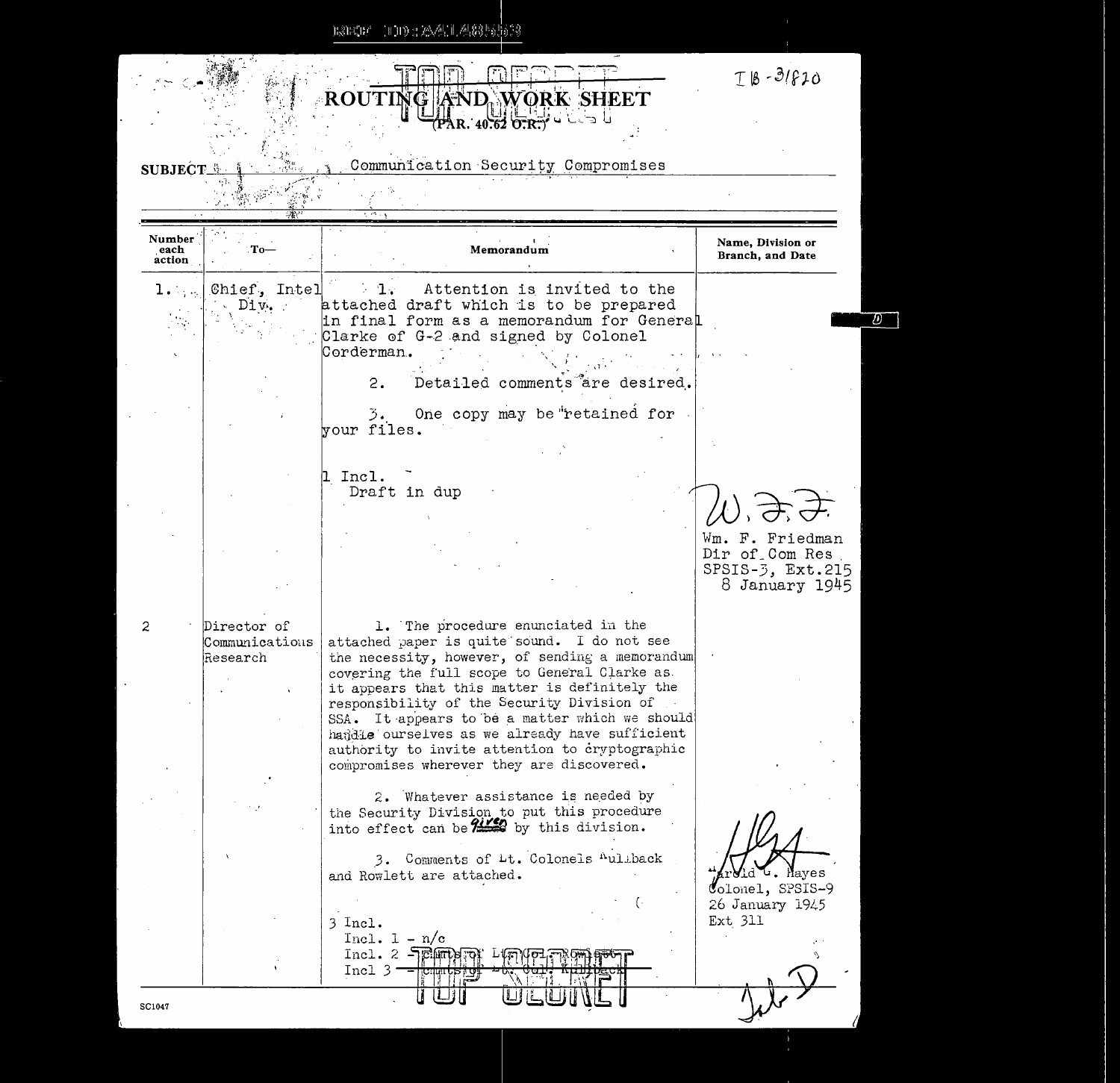TOP SECRET

IB-31820

# ROUTING AND WORK SHEET

(PAR. 40.62 O.R.)

**SUBJECT** Communication Security Compromises

| Number each action | To— | Memorandum | Name, Division or Branch, and Date |
|---|---|---|---|
| 1. | Chief, Intel Div. | 1. Attention is invited to the attached draft which is to be prepared in final form as a memorandum for General Clarke of G-2 and signed by Colonel Corderman.<br><br>2. Detailed comments are desired.<br><br>3. One copy may be retained for your files.<br><br>1 Incl.<br>Draft in dup | W.F.F.<br>Wm. F. Friedman<br>Dir of Com Res<br>SPSIS-3, Ext.215<br>8 January 1945 |
| 2 | Director of Communications Research | 1. The procedure enunciated in the attached paper is quite sound. I do not see the necessity, however, of sending a memorandum covering the full scope to General Clarke as it appears that this matter is definitely the responsibility of the Security Division of SSA. It appears to be a matter which we should handle ourselves as we already have sufficient authority to invite attention to cryptographic compromises wherever they are discovered.<br><br>2. Whatever assistance is needed by the Security Division to put this procedure into effect can be given by this division.<br><br>3. Comments of Lt. Colonels Kullback and Rowlett are attached.<br><br>3 Incl.<br>Incl. 1 - n/c<br>Incl. 2 - Cmts of Lt. Col. Rowlett<br>Incl 3 - Cmts of Lt. Col. Kullback | Harold G. Hayes<br>Colonel, SPSIS-9<br>26 January 1945<br>Ext 311 |

TOP SECRET

SC1047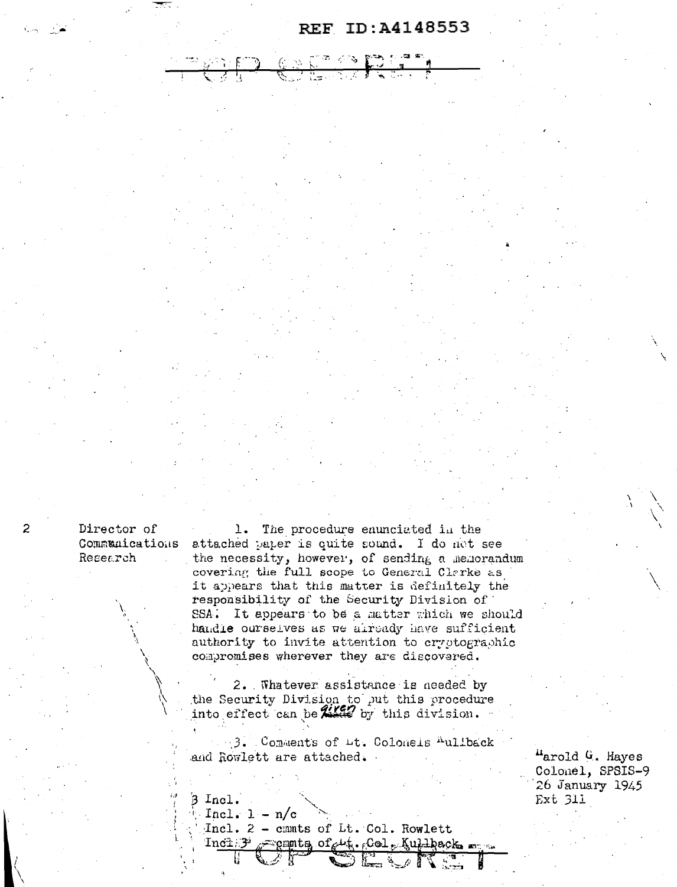REF ID:A4148553

TOP SECRET

2

Director of Communications Research

1. The procedure enunciated in the attached paper is quite sound. I do not see the necessity, however, of sending a memorandum covering the full scope to General Clarke as it appears that this matter is definitely the responsibility of the Security Division of SSA. It appears to be a matter which we should handle ourselves as we already have sufficient authority to invite attention to cryptographic compromises wherever they are discovered.

2. Whatever assistance is needed by the Security Division to put this procedure into effect can be given by this division.

3. Comments of Lt. Colonels Kullback and Rowlett are attached.

Harold G. Hayes
Colonel, SPSIS-9
26 January 1945
Ext 311

3 Incl.
Incl. 1 - n/c
Incl. 2 - cmmts of Lt. Col. Rowlett
Incl. 3 - cmmts of Lt. Col. Kullback

TOP SECRET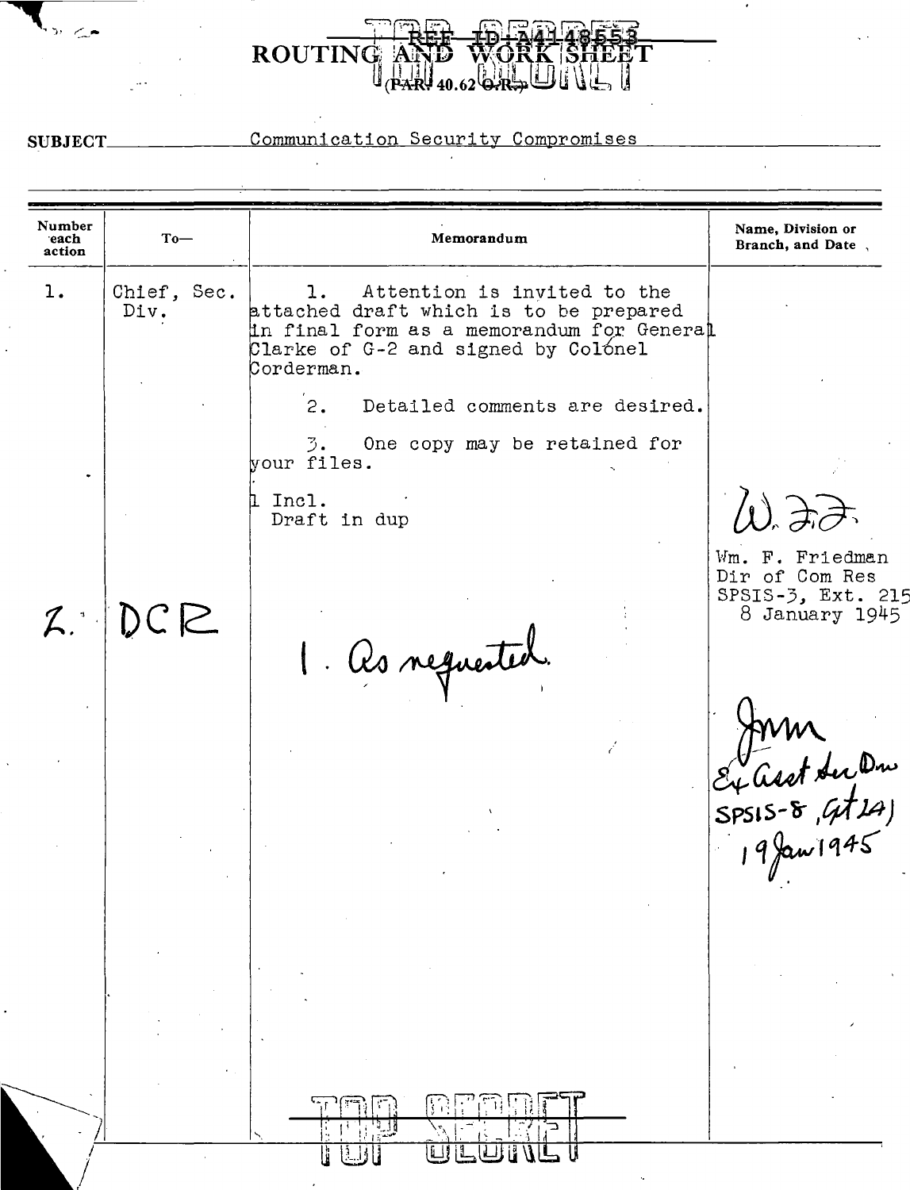TOP SECRET

REF ID:A4148553

# ROUTING AND WORK SHEET

(PAR. 40.62 O.R.)

**SUBJECT** Communication Security Compromises

| Number each action | To— | Memorandum | Name, Division or Branch, and Date |
|---|---|---|---|
| 1. | Chief, Sec. Div. | 1. Attention is invited to the attached draft which is to be prepared in final form as a memorandum for General Clarke of G-2 and signed by Colonel Corderman.<br><br>2. Detailed comments are desired.<br><br>3. One copy may be retained for your files.<br><br>1 Incl.<br>Draft in dup | W.F.F.<br><br>Wm. F. Friedman<br>Dir of Com Res<br>SPSIS-3, Ext. 215<br>8 January 1945 |
| 2. | DCR | 1. As requested. | JMM<br>Ex Asst Sec Div<br>SPSIS-8, Ext 241<br>19 Jan 1945 |

TOP SECRET